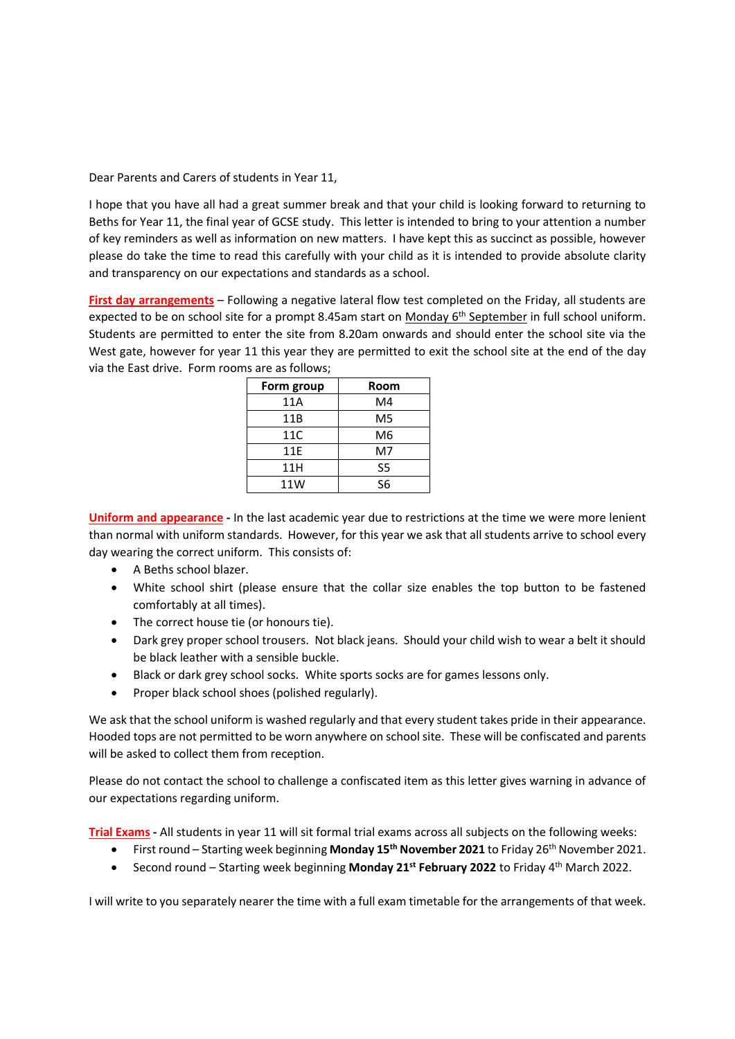Dear Parents and Carers of students in Year 11,

I hope that you have all had a great summer break and that your child is looking forward to returning to Beths for Year 11, the final year of GCSE study. This letter is intended to bring to your attention a number of key reminders as well as information on new matters. I have kept this as succinct as possible, however please do take the time to read this carefully with your child as it is intended to provide absolute clarity and transparency on our expectations and standards as a school.

**First day arrangements** – Following a negative lateral flow test completed on the Friday, all students are expected to be on school site for a prompt 8.45am start on Monday 6th September in full school uniform. Students are permitted to enter the site from 8.20am onwards and should enter the school site via the West gate, however for year 11 this year they are permitted to exit the school site at the end of the day via the East drive. Form rooms are as follows;

| Form group | Room |
|---|---|
| 11A | M4 |
| 11B | M5 |
| 11C | M6 |
| 11E | M7 |
| 11H | S5 |
| 11W | S6 |

**Uniform and appearance** - In the last academic year due to restrictions at the time we were more lenient than normal with uniform standards. However, for this year we ask that all students arrive to school every day wearing the correct uniform. This consists of:

- A Beths school blazer.
- White school shirt (please ensure that the collar size enables the top button to be fastened comfortably at all times).
- The correct house tie (or honours tie).
- Dark grey proper school trousers. Not black jeans. Should your child wish to wear a belt it should be black leather with a sensible buckle.
- Black or dark grey school socks. White sports socks are for games lessons only.
- Proper black school shoes (polished regularly).

We ask that the school uniform is washed regularly and that every student takes pride in their appearance. Hooded tops are not permitted to be worn anywhere on school site. These will be confiscated and parents will be asked to collect them from reception.

Please do not contact the school to challenge a confiscated item as this letter gives warning in advance of our expectations regarding uniform.

**Trial Exams** - All students in year 11 will sit formal trial exams across all subjects on the following weeks:

- First round – Starting week beginning **Monday 15th November 2021** to Friday 26th November 2021.
- Second round – Starting week beginning **Monday 21st February 2022** to Friday 4th March 2022.

I will write to you separately nearer the time with a full exam timetable for the arrangements of that week.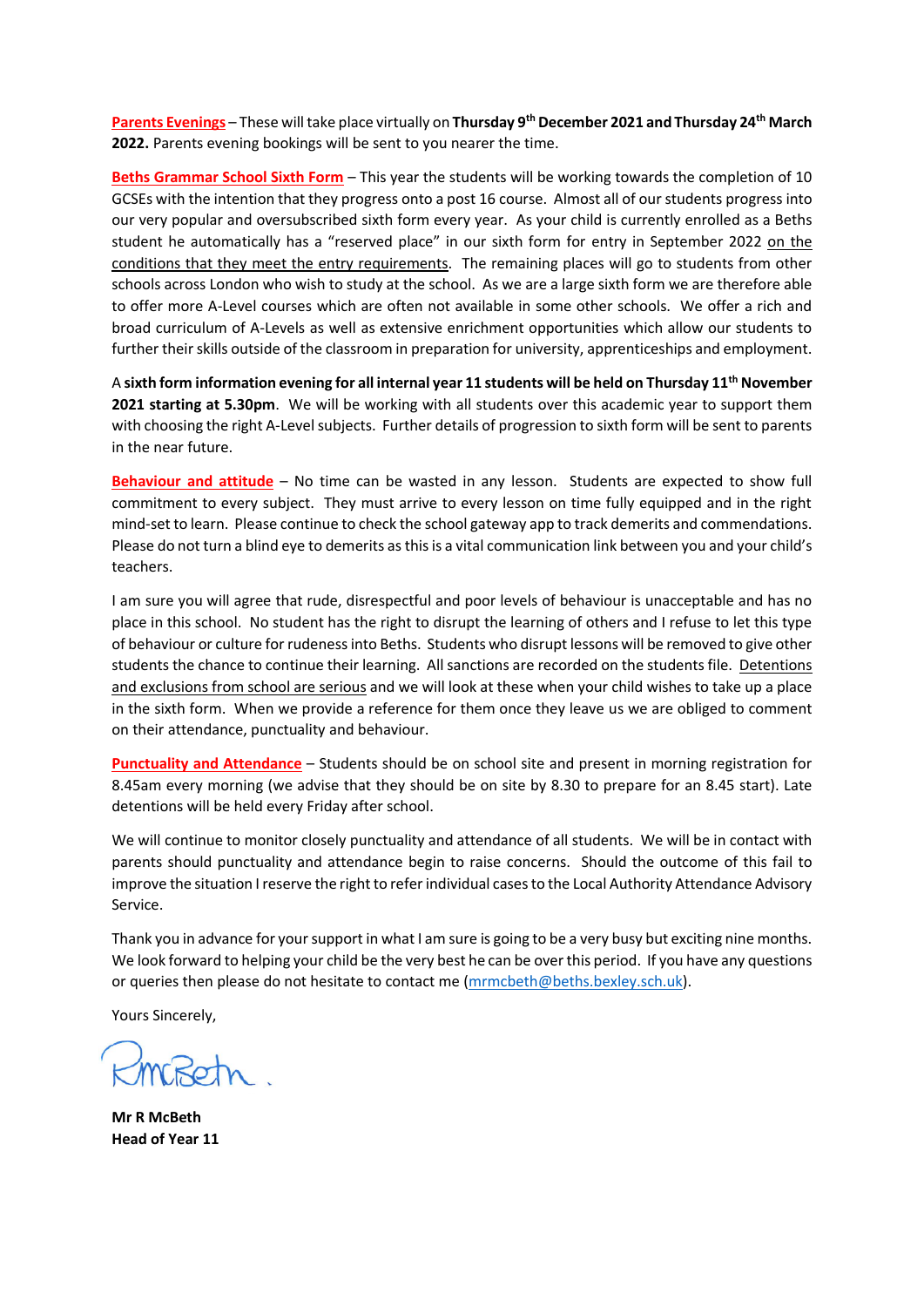**Parents Evenings** – These will take place virtually on **Thursday 9th December 2021 and Thursday 24th March 2022.** Parents evening bookings will be sent to you nearer the time.

**Beths Grammar School Sixth Form** – This year the students will be working towards the completion of 10 GCSEs with the intention that they progress onto a post 16 course. Almost all of our students progress into our very popular and oversubscribed sixth form every year. As your child is currently enrolled as a Beths student he automatically has a "reserved place" in our sixth form for entry in September 2022 on the conditions that they meet the entry requirements. The remaining places will go to students from other schools across London who wish to study at the school. As we are a large sixth form we are therefore able to offer more A-Level courses which are often not available in some other schools. We offer a rich and broad curriculum of A-Levels as well as extensive enrichment opportunities which allow our students to further their skills outside of the classroom in preparation for university, apprenticeships and employment.

A **sixth form information evening for all internal year 11 students will be held on Thursday 11th November 2021 starting at 5.30pm**. We will be working with all students over this academic year to support them with choosing the right A-Level subjects. Further details of progression to sixth form will be sent to parents in the near future.

**Behaviour and attitude** – No time can be wasted in any lesson. Students are expected to show full commitment to every subject. They must arrive to every lesson on time fully equipped and in the right mind-set to learn. Please continue to check the school gateway app to track demerits and commendations. Please do not turn a blind eye to demerits as this is a vital communication link between you and your child's teachers.

I am sure you will agree that rude, disrespectful and poor levels of behaviour is unacceptable and has no place in this school. No student has the right to disrupt the learning of others and I refuse to let this type of behaviour or culture for rudeness into Beths. Students who disrupt lessons will be removed to give other students the chance to continue their learning. All sanctions are recorded on the students file. Detentions and exclusions from school are serious and we will look at these when your child wishes to take up a place in the sixth form. When we provide a reference for them once they leave us we are obliged to comment on their attendance, punctuality and behaviour.

**Punctuality and Attendance** – Students should be on school site and present in morning registration for 8.45am every morning (we advise that they should be on site by 8.30 to prepare for an 8.45 start). Late detentions will be held every Friday after school.

We will continue to monitor closely punctuality and attendance of all students. We will be in contact with parents should punctuality and attendance begin to raise concerns. Should the outcome of this fail to improve the situation I reserve the right to refer individual cases to the Local Authority Attendance Advisory Service.

Thank you in advance for your support in what I am sure is going to be a very busy but exciting nine months. We look forward to helping your child be the very best he can be over this period. If you have any questions or queries then please do not hesitate to contact me (mrmcbeth@beths.bexley.sch.uk).

Yours Sincerely,

RMcBeth.

**Mr R McBeth**
**Head of Year 11**